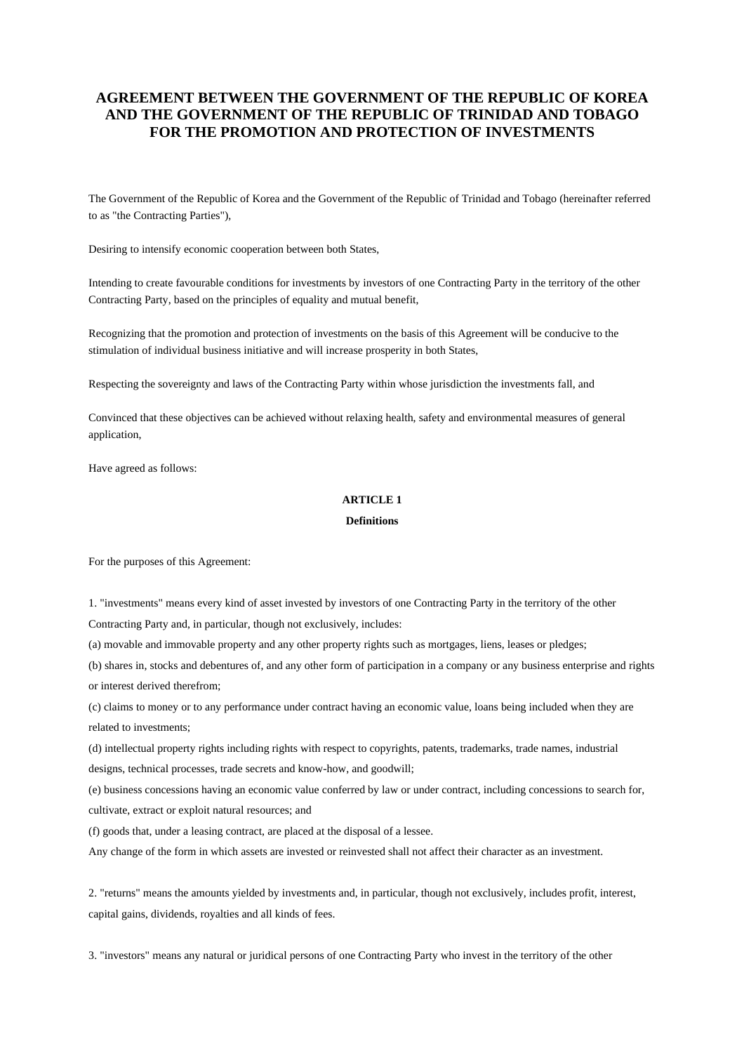# AGREEMENT BETWEEN THE GOVERNMENT OF THE REPUBLIC OF KOREA AND THE GOVERNMENT OF THE REPUBLIC OF TRINIDAD AND TOBAGO FOR THE PROMOTION AND PROTECTION OF INVESTMENTS

The Government of the Republic of Korea and the Government of the Republic of Trinidad and Tobago (hereinafter referred to as "the Contracting Parties"),

Desiring to intensify economic cooperation between both States,

Intending to create favourable conditions for investments by investors of one Contracting Party in the territory of the other Contracting Party, based on the principles of equality and mutual benefit,

Recognizing that the promotion and protection of investments on the basis of this Agreement will be conducive to the stimulation of individual business initiative and will increase prosperity in both States,

Respecting the sovereignty and laws of the Contracting Party within whose jurisdiction the investments fall, and

Convinced that these objectives can be achieved without relaxing health, safety and environmental measures of general application,

Have agreed as follows:

## ARTICLE 1

### Definitions

For the purposes of this Agreement:

1. "investments" means every kind of asset invested by investors of one Contracting Party in the territory of the other Contracting Party and, in particular, though not exclusively, includes:

(a) movable and immovable property and any other property rights such as mortgages, liens, leases or pledges;

(b) shares in, stocks and debentures of, and any other form of participation in a company or any business enterprise and rights or interest derived therefrom;

(c) claims to money or to any performance under contract having an economic value, loans being included when they are related to investments;

(d) intellectual property rights including rights with respect to copyrights, patents, trademarks, trade names, industrial designs, technical processes, trade secrets and know-how, and goodwill;

(e) business concessions having an economic value conferred by law or under contract, including concessions to search for, cultivate, extract or exploit natural resources; and

(f) goods that, under a leasing contract, are placed at the disposal of a lessee.

Any change of the form in which assets are invested or reinvested shall not affect their character as an investment.

2. "returns" means the amounts yielded by investments and, in particular, though not exclusively, includes profit, interest, capital gains, dividends, royalties and all kinds of fees.

3. "investors" means any natural or juridical persons of one Contracting Party who invest in the territory of the other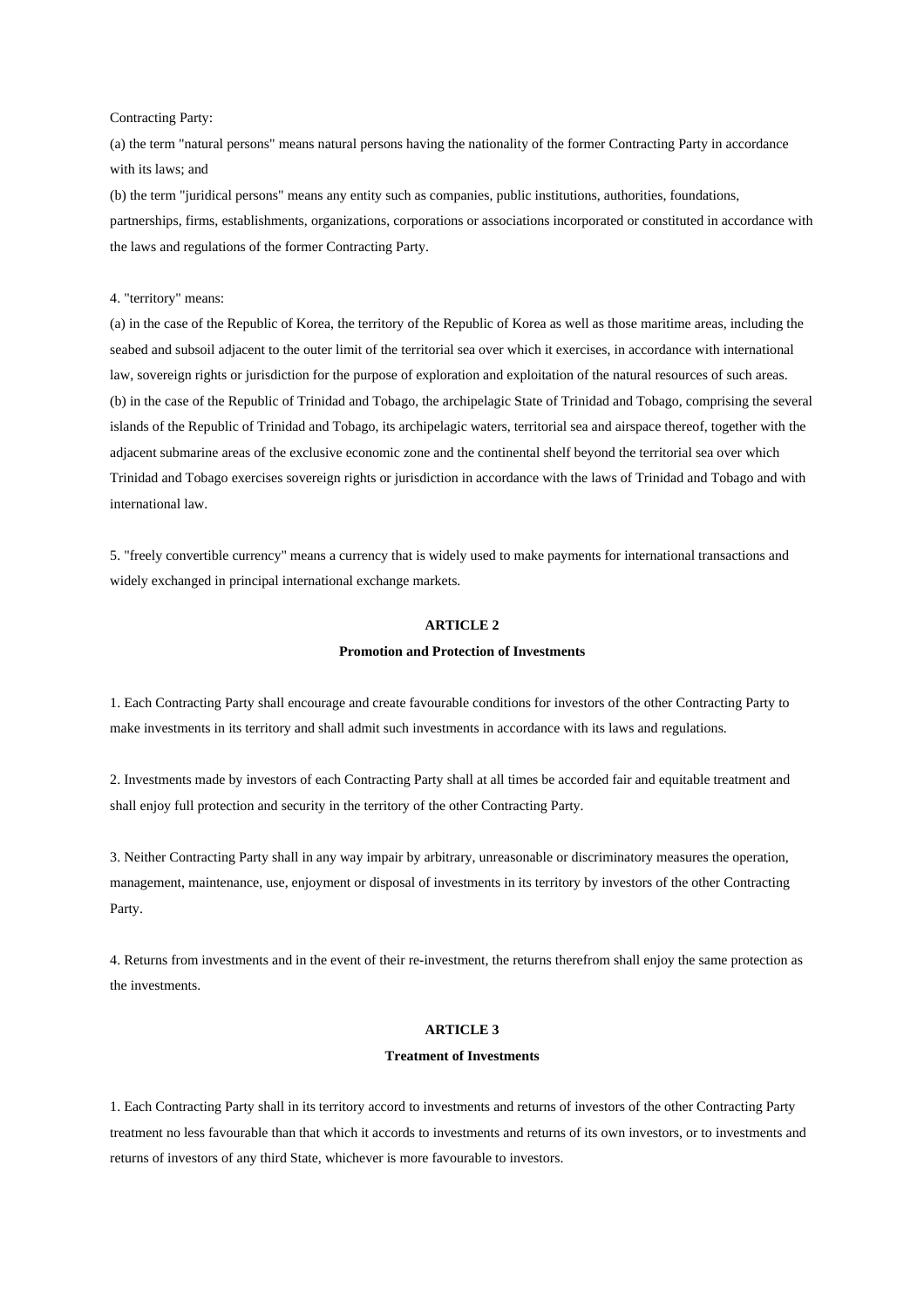Contracting Party:

(a) the term "natural persons" means natural persons having the nationality of the former Contracting Party in accordance with its laws; and

(b) the term "juridical persons" means any entity such as companies, public institutions, authorities, foundations, partnerships, firms, establishments, organizations, corporations or associations incorporated or constituted in accordance with the laws and regulations of the former Contracting Party.

4. "territory" means:

(a) in the case of the Republic of Korea, the territory of the Republic of Korea as well as those maritime areas, including the seabed and subsoil adjacent to the outer limit of the territorial sea over which it exercises, in accordance with international law, sovereign rights or jurisdiction for the purpose of exploration and exploitation of the natural resources of such areas.

(b) in the case of the Republic of Trinidad and Tobago, the archipelagic State of Trinidad and Tobago, comprising the several islands of the Republic of Trinidad and Tobago, its archipelagic waters, territorial sea and airspace thereof, together with the adjacent submarine areas of the exclusive economic zone and the continental shelf beyond the territorial sea over which Trinidad and Tobago exercises sovereign rights or jurisdiction in accordance with the laws of Trinidad and Tobago and with international law.

5. "freely convertible currency" means a currency that is widely used to make payments for international transactions and widely exchanged in principal international exchange markets.

## ARTICLE 2

### Promotion and Protection of Investments

1. Each Contracting Party shall encourage and create favourable conditions for investors of the other Contracting Party to make investments in its territory and shall admit such investments in accordance with its laws and regulations.

2. Investments made by investors of each Contracting Party shall at all times be accorded fair and equitable treatment and shall enjoy full protection and security in the territory of the other Contracting Party.

3. Neither Contracting Party shall in any way impair by arbitrary, unreasonable or discriminatory measures the operation, management, maintenance, use, enjoyment or disposal of investments in its territory by investors of the other Contracting Party.

4. Returns from investments and in the event of their re-investment, the returns therefrom shall enjoy the same protection as the investments.

## ARTICLE 3

### Treatment of Investments

1. Each Contracting Party shall in its territory accord to investments and returns of investors of the other Contracting Party treatment no less favourable than that which it accords to investments and returns of its own investors, or to investments and returns of investors of any third State, whichever is more favourable to investors.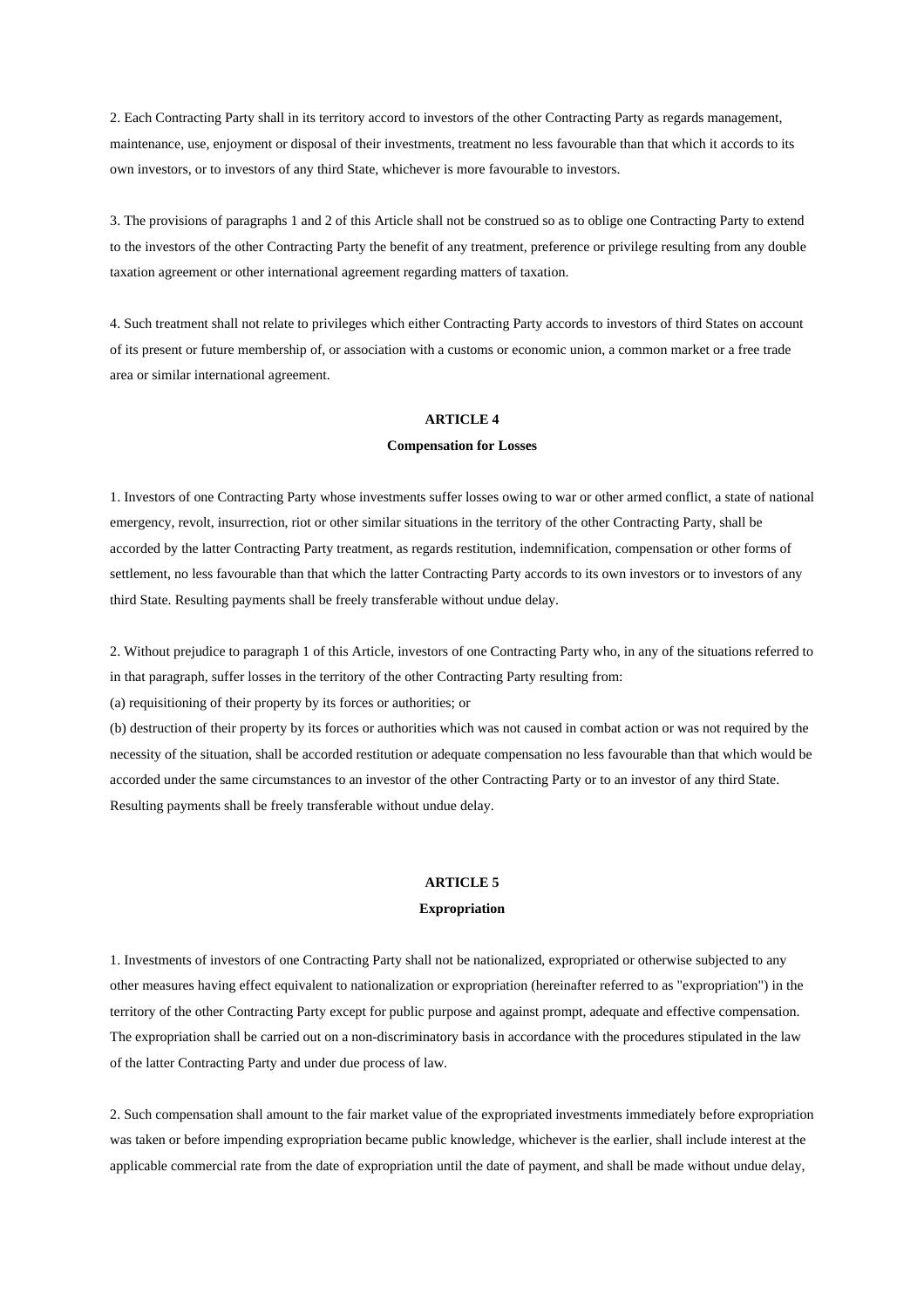2. Each Contracting Party shall in its territory accord to investors of the other Contracting Party as regards management, maintenance, use, enjoyment or disposal of their investments, treatment no less favourable than that which it accords to its own investors, or to investors of any third State, whichever is more favourable to investors.

3. The provisions of paragraphs 1 and 2 of this Article shall not be construed so as to oblige one Contracting Party to extend to the investors of the other Contracting Party the benefit of any treatment, preference or privilege resulting from any double taxation agreement or other international agreement regarding matters of taxation.

4. Such treatment shall not relate to privileges which either Contracting Party accords to investors of third States on account of its present or future membership of, or association with a customs or economic union, a common market or a free trade area or similar international agreement.

## ARTICLE 4

### Compensation for Losses

1. Investors of one Contracting Party whose investments suffer losses owing to war or other armed conflict, a state of national emergency, revolt, insurrection, riot or other similar situations in the territory of the other Contracting Party, shall be accorded by the latter Contracting Party treatment, as regards restitution, indemnification, compensation or other forms of settlement, no less favourable than that which the latter Contracting Party accords to its own investors or to investors of any third State. Resulting payments shall be freely transferable without undue delay.

2. Without prejudice to paragraph 1 of this Article, investors of one Contracting Party who, in any of the situations referred to in that paragraph, suffer losses in the territory of the other Contracting Party resulting from:
(a) requisitioning of their property by its forces or authorities; or
(b) destruction of their property by its forces or authorities which was not caused in combat action or was not required by the necessity of the situation, shall be accorded restitution or adequate compensation no less favourable than that which would be accorded under the same circumstances to an investor of the other Contracting Party or to an investor of any third State. Resulting payments shall be freely transferable without undue delay.

## ARTICLE 5

### Expropriation

1. Investments of investors of one Contracting Party shall not be nationalized, expropriated or otherwise subjected to any other measures having effect equivalent to nationalization or expropriation (hereinafter referred to as "expropriation") in the territory of the other Contracting Party except for public purpose and against prompt, adequate and effective compensation. The expropriation shall be carried out on a non-discriminatory basis in accordance with the procedures stipulated in the law of the latter Contracting Party and under due process of law.

2. Such compensation shall amount to the fair market value of the expropriated investments immediately before expropriation was taken or before impending expropriation became public knowledge, whichever is the earlier, shall include interest at the applicable commercial rate from the date of expropriation until the date of payment, and shall be made without undue delay,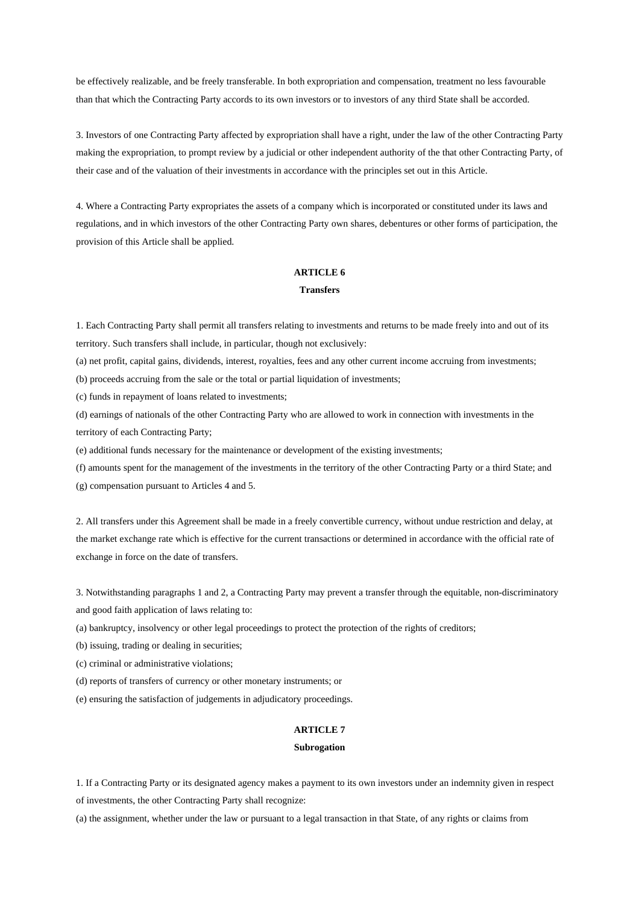be effectively realizable, and be freely transferable. In both expropriation and compensation, treatment no less favourable than that which the Contracting Party accords to its own investors or to investors of any third State shall be accorded.

3. Investors of one Contracting Party affected by expropriation shall have a right, under the law of the other Contracting Party making the expropriation, to prompt review by a judicial or other independent authority of the that other Contracting Party, of their case and of the valuation of their investments in accordance with the principles set out in this Article.

4. Where a Contracting Party expropriates the assets of a company which is incorporated or constituted under its laws and regulations, and in which investors of the other Contracting Party own shares, debentures or other forms of participation, the provision of this Article shall be applied.

## ARTICLE 6
### Transfers

1. Each Contracting Party shall permit all transfers relating to investments and returns to be made freely into and out of its territory. Such transfers shall include, in particular, though not exclusively:

(a) net profit, capital gains, dividends, interest, royalties, fees and any other current income accruing from investments;

(b) proceeds accruing from the sale or the total or partial liquidation of investments;

(c) funds in repayment of loans related to investments;

(d) earnings of nationals of the other Contracting Party who are allowed to work in connection with investments in the territory of each Contracting Party;

(e) additional funds necessary for the maintenance or development of the existing investments;

(f) amounts spent for the management of the investments in the territory of the other Contracting Party or a third State; and

(g) compensation pursuant to Articles 4 and 5.

2. All transfers under this Agreement shall be made in a freely convertible currency, without undue restriction and delay, at the market exchange rate which is effective for the current transactions or determined in accordance with the official rate of exchange in force on the date of transfers.

3. Notwithstanding paragraphs 1 and 2, a Contracting Party may prevent a transfer through the equitable, non-discriminatory and good faith application of laws relating to:

(a) bankruptcy, insolvency or other legal proceedings to protect the protection of the rights of creditors;

(b) issuing, trading or dealing in securities;

(c) criminal or administrative violations;

(d) reports of transfers of currency or other monetary instruments; or

(e) ensuring the satisfaction of judgements in adjudicatory proceedings.

## ARTICLE 7
### Subrogation

1. If a Contracting Party or its designated agency makes a payment to its own investors under an indemnity given in respect of investments, the other Contracting Party shall recognize:

(a) the assignment, whether under the law or pursuant to a legal transaction in that State, of any rights or claims from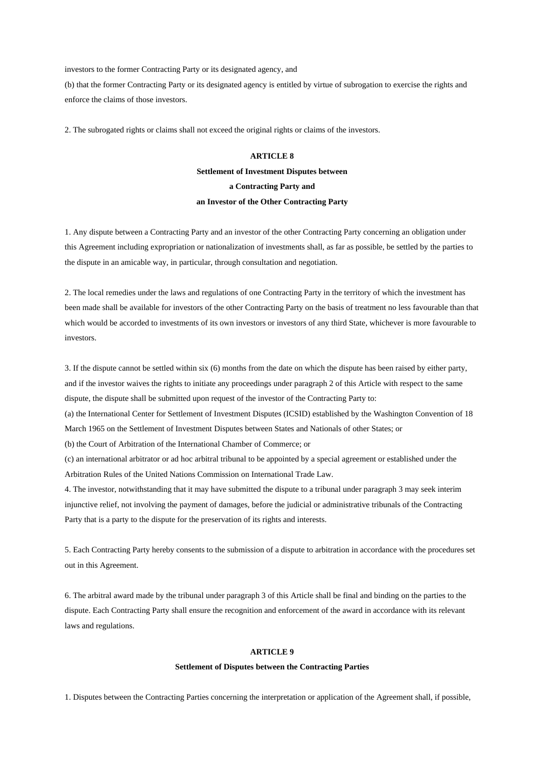investors to the former Contracting Party or its designated agency, and

(b) that the former Contracting Party or its designated agency is entitled by virtue of subrogation to exercise the rights and enforce the claims of those investors.

2. The subrogated rights or claims shall not exceed the original rights or claims of the investors.

**ARTICLE 8**

**Settlement of Investment Disputes between a Contracting Party and an Investor of the Other Contracting Party**

1. Any dispute between a Contracting Party and an investor of the other Contracting Party concerning an obligation under this Agreement including expropriation or nationalization of investments shall, as far as possible, be settled by the parties to the dispute in an amicable way, in particular, through consultation and negotiation.

2. The local remedies under the laws and regulations of one Contracting Party in the territory of which the investment has been made shall be available for investors of the other Contracting Party on the basis of treatment no less favourable than that which would be accorded to investments of its own investors or investors of any third State, whichever is more favourable to investors.

3. If the dispute cannot be settled within six (6) months from the date on which the dispute has been raised by either party, and if the investor waives the rights to initiate any proceedings under paragraph 2 of this Article with respect to the same dispute, the dispute shall be submitted upon request of the investor of the Contracting Party to:

(a) the International Center for Settlement of Investment Disputes (ICSID) established by the Washington Convention of 18 March 1965 on the Settlement of Investment Disputes between States and Nationals of other States; or

(b) the Court of Arbitration of the International Chamber of Commerce; or

(c) an international arbitrator or ad hoc arbitral tribunal to be appointed by a special agreement or established under the Arbitration Rules of the United Nations Commission on International Trade Law.

4. The investor, notwithstanding that it may have submitted the dispute to a tribunal under paragraph 3 may seek interim injunctive relief, not involving the payment of damages, before the judicial or administrative tribunals of the Contracting Party that is a party to the dispute for the preservation of its rights and interests.

5. Each Contracting Party hereby consents to the submission of a dispute to arbitration in accordance with the procedures set out in this Agreement.

6. The arbitral award made by the tribunal under paragraph 3 of this Article shall be final and binding on the parties to the dispute. Each Contracting Party shall ensure the recognition and enforcement of the award in accordance with its relevant laws and regulations.

**ARTICLE 9**

**Settlement of Disputes between the Contracting Parties**

1. Disputes between the Contracting Parties concerning the interpretation or application of the Agreement shall, if possible,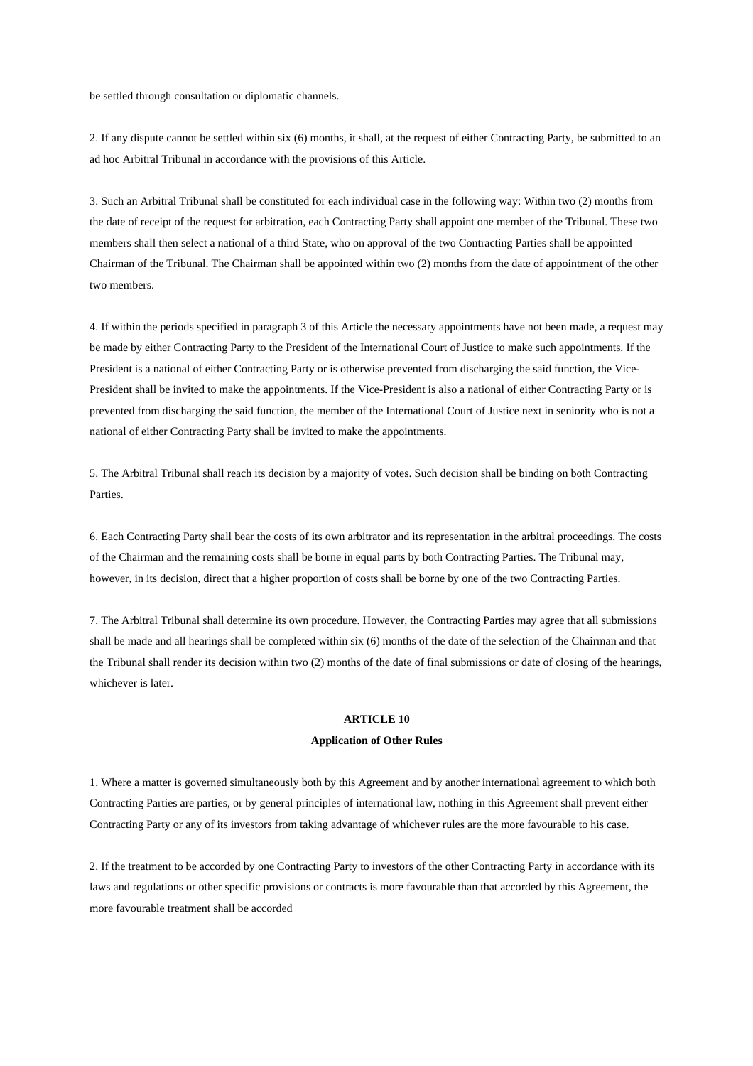be settled through consultation or diplomatic channels.

2. If any dispute cannot be settled within six (6) months, it shall, at the request of either Contracting Party, be submitted to an ad hoc Arbitral Tribunal in accordance with the provisions of this Article.

3. Such an Arbitral Tribunal shall be constituted for each individual case in the following way: Within two (2) months from the date of receipt of the request for arbitration, each Contracting Party shall appoint one member of the Tribunal. These two members shall then select a national of a third State, who on approval of the two Contracting Parties shall be appointed Chairman of the Tribunal. The Chairman shall be appointed within two (2) months from the date of appointment of the other two members.

4. If within the periods specified in paragraph 3 of this Article the necessary appointments have not been made, a request may be made by either Contracting Party to the President of the International Court of Justice to make such appointments. If the President is a national of either Contracting Party or is otherwise prevented from discharging the said function, the Vice-President shall be invited to make the appointments. If the Vice-President is also a national of either Contracting Party or is prevented from discharging the said function, the member of the International Court of Justice next in seniority who is not a national of either Contracting Party shall be invited to make the appointments.

5. The Arbitral Tribunal shall reach its decision by a majority of votes. Such decision shall be binding on both Contracting Parties.

6. Each Contracting Party shall bear the costs of its own arbitrator and its representation in the arbitral proceedings. The costs of the Chairman and the remaining costs shall be borne in equal parts by both Contracting Parties. The Tribunal may, however, in its decision, direct that a higher proportion of costs shall be borne by one of the two Contracting Parties.

7. The Arbitral Tribunal shall determine its own procedure. However, the Contracting Parties may agree that all submissions shall be made and all hearings shall be completed within six (6) months of the date of the selection of the Chairman and that the Tribunal shall render its decision within two (2) months of the date of final submissions or date of closing of the hearings, whichever is later.

## ARTICLE 10

### Application of Other Rules

1. Where a matter is governed simultaneously both by this Agreement and by another international agreement to which both Contracting Parties are parties, or by general principles of international law, nothing in this Agreement shall prevent either Contracting Party or any of its investors from taking advantage of whichever rules are the more favourable to his case.

2. If the treatment to be accorded by one Contracting Party to investors of the other Contracting Party in accordance with its laws and regulations or other specific provisions or contracts is more favourable than that accorded by this Agreement, the more favourable treatment shall be accorded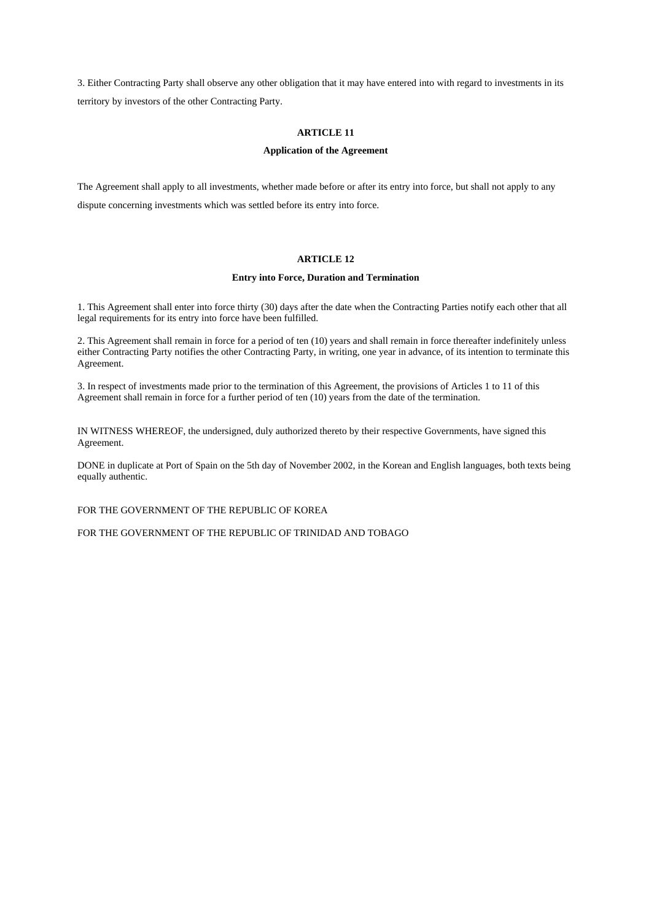3. Either Contracting Party shall observe any other obligation that it may have entered into with regard to investments in its territory by investors of the other Contracting Party.

## ARTICLE 11

### Application of the Agreement

The Agreement shall apply to all investments, whether made before or after its entry into force, but shall not apply to any dispute concerning investments which was settled before its entry into force.

## ARTICLE 12

### Entry into Force, Duration and Termination

1. This Agreement shall enter into force thirty (30) days after the date when the Contracting Parties notify each other that all legal requirements for its entry into force have been fulfilled.

2. This Agreement shall remain in force for a period of ten (10) years and shall remain in force thereafter indefinitely unless either Contracting Party notifies the other Contracting Party, in writing, one year in advance, of its intention to terminate this Agreement.

3. In respect of investments made prior to the termination of this Agreement, the provisions of Articles 1 to 11 of this Agreement shall remain in force for a further period of ten (10) years from the date of the termination.

IN WITNESS WHEREOF, the undersigned, duly authorized thereto by their respective Governments, have signed this Agreement.

DONE in duplicate at Port of Spain on the 5th day of November 2002, in the Korean and English languages, both texts being equally authentic.

FOR THE GOVERNMENT OF THE REPUBLIC OF KOREA

FOR THE GOVERNMENT OF THE REPUBLIC OF TRINIDAD AND TOBAGO